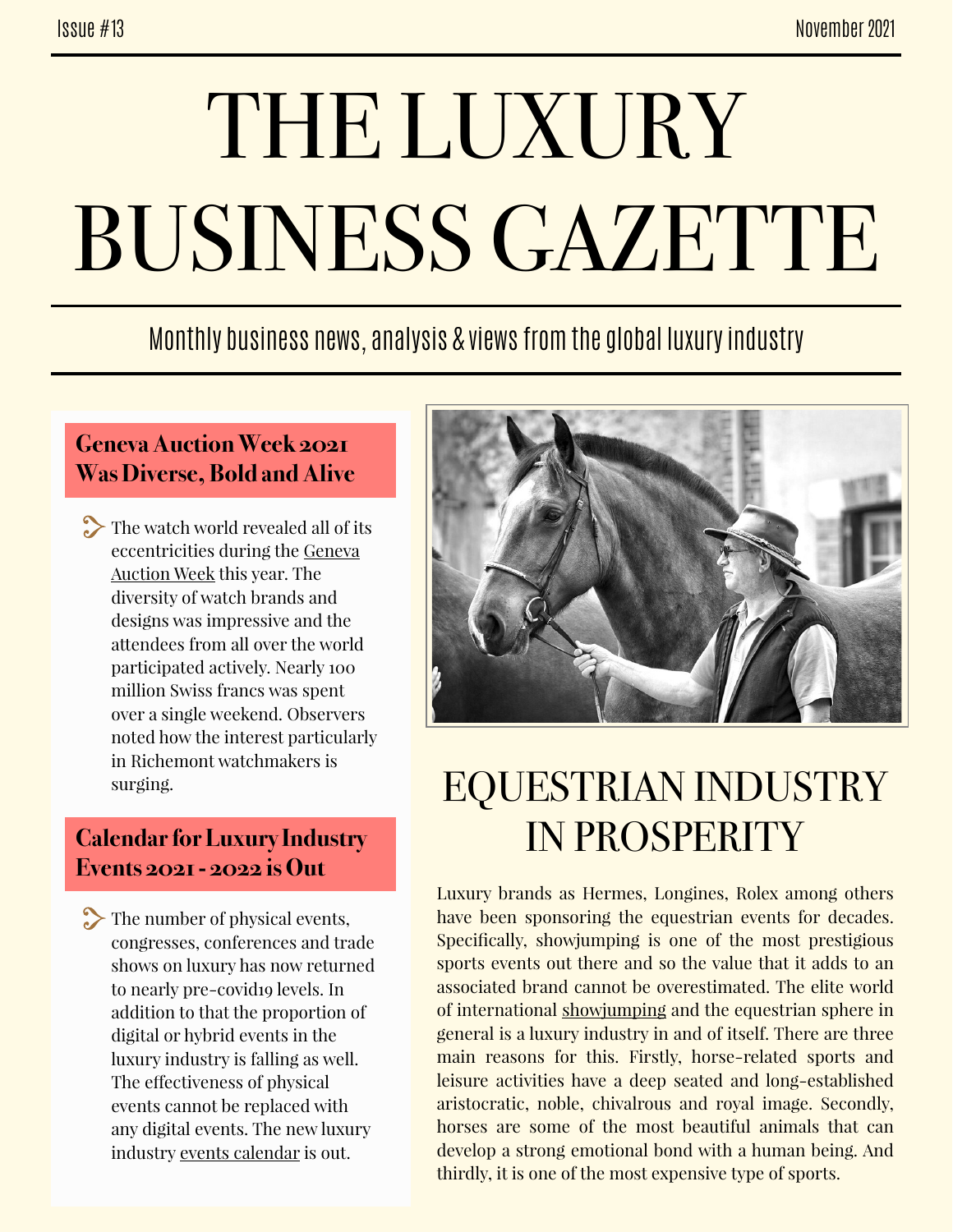Issue #13

November 2021

# THE LUXURY BUSINESS GAZETTE

Monthly business news, analysis & views from the global luxury industry

## Geneva Auction Week 2021 Was Diverse, Bold and Alive

The watch world revealed all of its eccentricities during the Geneva Auction Week this year. The diversity of watch brands and designs was impressive and the attendees from all over the world participated actively. Nearly 100 million Swiss francs was spent over a single weekend. Observers noted how the interest particularly in Richemont watchmakers is surging.

## Calendar for Luxury Industry Events 2021 - 2022 is Out

The number of physical events, congresses, conferences and trade shows on luxury has now returned to nearly pre-covid19 levels. In addition to that the proportion of digital or hybrid events in the luxury industry is falling as well. The effectiveness of physical events cannot be replaced with any digital events. The new luxury industry events calendar is out.

## EQUESTRIAN INDUSTRY IN PROSPERITY

Luxury brands as Hermes, Longines, Rolex among others have been sponsoring the equestrian events for decades. Specifically, showjumping is one of the most prestigious sports events out there and so the value that it adds to an associated brand cannot be overestimated. The elite world of international showjumping and the equestrian sphere in general is a luxury industry in and of itself. There are three main reasons for this. Firstly, horse-related sports and leisure activities have a deep seated and long-established aristocratic, noble, chivalrous and royal image. Secondly, horses are some of the most beautiful animals that can develop a strong emotional bond with a human being. And thirdly, it is one of the most expensive type of sports.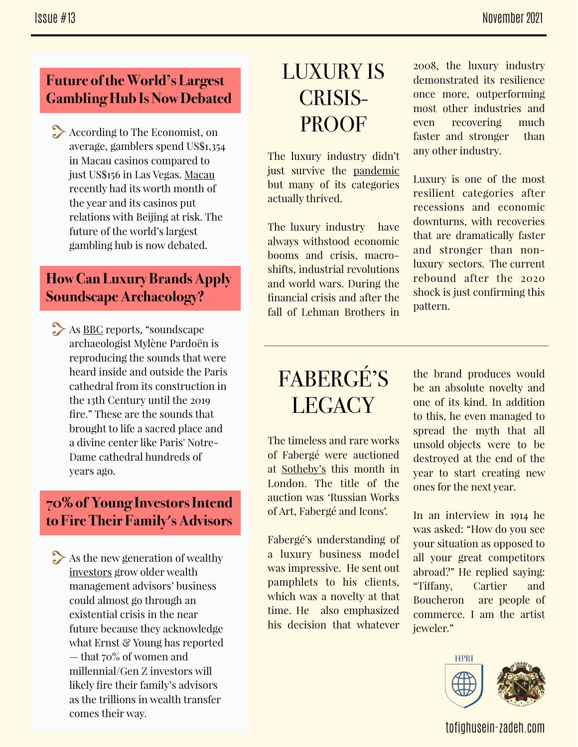## Future of the World's Largest Gambling Hub Is Now Debated

- According to The Economist, on average, gamblers spend US$1,354 in Macau casinos compared to just US$156 in Las Vegas. Macau recently had its worth month of the year and its casinos put relations with Beijing at risk. The future of the world's largest gambling hub is now debated.

## How Can Luxury Brands Apply Soundscape Archaeology?

- As BBC reports, "soundscape archaeologist Mylène Pardoën is reproducing the sounds that were heard inside and outside the Paris cathedral from its construction in the 13th Century until the 2019 fire." These are the sounds that brought to life a sacred place and a divine center like Paris' Notre-Dame cathedral hundreds of years ago.

## 70% of Young Investors Intend to Fire Their Family's Advisors

- As the new generation of wealthy investors grow older wealth management advisors' business could almost go through an existential crisis in the near future because they acknowledge what Ernst & Young has reported — that 70% of women and millennial/Gen Z investors will likely fire their family's advisors as the trillions in wealth transfer comes their way.

# LUXURY IS CRISIS-PROOF

The luxury industry didn't just survive the pandemic but many of its categories actually thrived.

The luxury industry have always withstood economic booms and crisis, macro-shifts, industrial revolutions and world wars. During the financial crisis and after the fall of Lehman Brothers in 2008, the luxury industry demonstrated its resilience once more, outperforming most other industries and even recovering much faster and stronger than any other industry.

Luxury is one of the most resilient categories after recessions and economic downturns, with recoveries that are dramatically faster and stronger than non-luxury sectors. The current rebound after the 2020 shock is just confirming this pattern.

# FABERGÉ'S LEGACY

The timeless and rare works of Fabergé were auctioned at Sotheby's this month in London. The title of the auction was 'Russian Works of Art, Fabergé and Icons'.

Fabergé's understanding of a luxury business model was impressive. He sent out pamphlets to his clients, which was a novelty at that time. He also emphasized his decision that whatever the brand produces would be an absolute novelty and one of its kind. In addition to this, he even managed to spread the myth that all unsold objects were to be destroyed at the end of the year to start creating new ones for the next year.

In an interview in 1914 he was asked: "How do you see your situation as opposed to all your great competitors abroad?" He replied saying: "Tiffany, Cartier and Boucheron are people of commerce. I am the artist jeweler."

HPRI

tofighusein-zadeh.com